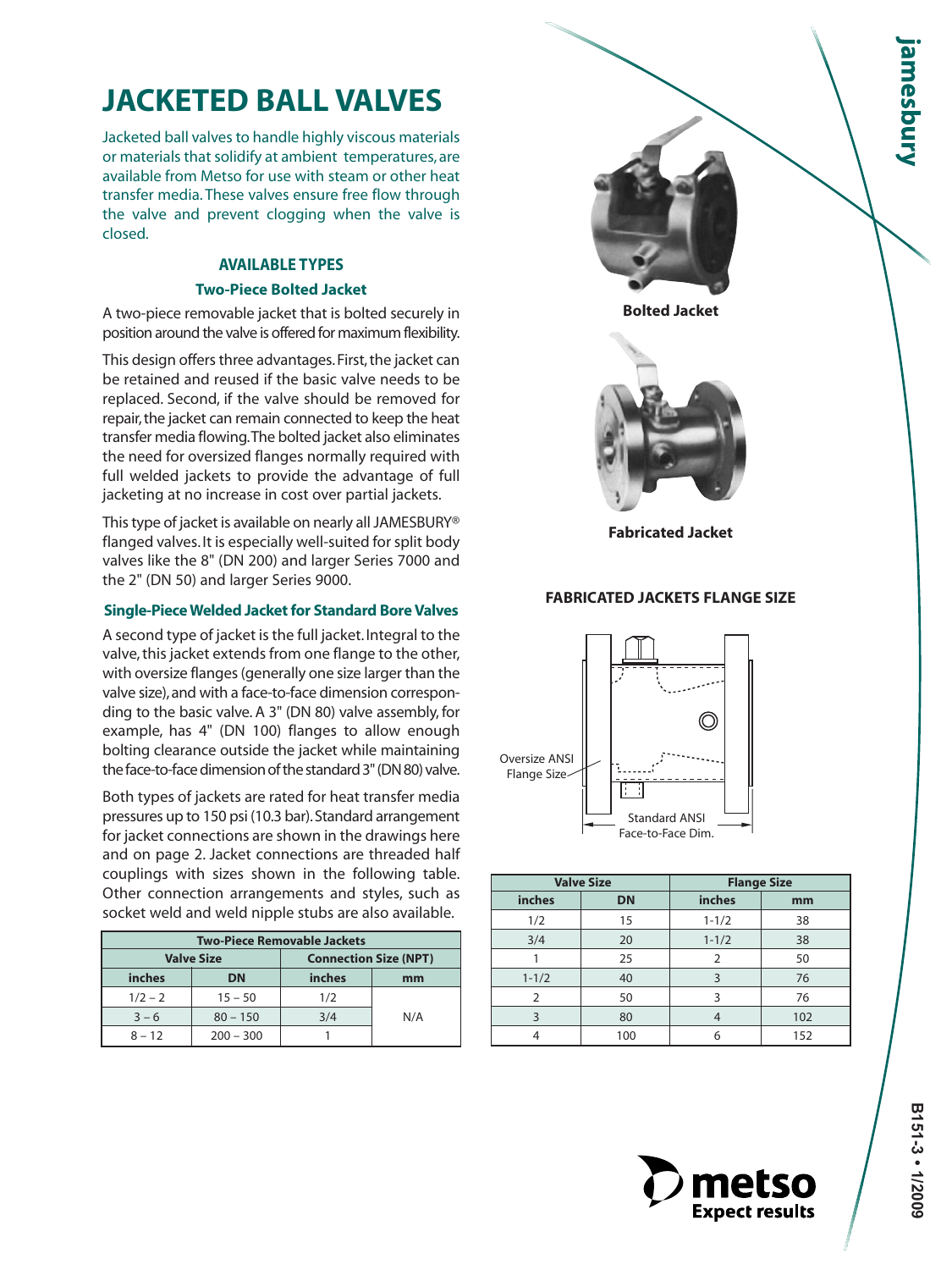# JACKETED BALL VALVES

Jacketed ball valves to handle highly viscous materials or materials that solidify at ambient temperatures, are available from Metso for use with steam or other heat transfer media. These valves ensure free flow through the valve and prevent clogging when the valve is closed.

## AVAILABLE TYPES

### Two-Piece Bolted Jacket

A two-piece removable jacket that is bolted securely in position around the valve is offered for maximum flexibility.

This design offers three advantages. First, the jacket can be retained and reused if the basic valve needs to be replaced. Second, if the valve should be removed for repair, the jacket can remain connected to keep the heat transfer media flowing. The bolted jacket also eliminates the need for oversized flanges normally required with full welded jackets to provide the advantage of full jacketing at no increase in cost over partial jackets.

This type of jacket is available on nearly all JAMESBURY® flanged valves. It is especially well-suited for split body valves like the 8" (DN 200) and larger Series 7000 and the 2" (DN 50) and larger Series 9000.

### Single-Piece Welded Jacket for Standard Bore Valves

A second type of jacket is the full jacket. Integral to the valve, this jacket extends from one flange to the other, with oversize flanges (generally one size larger than the valve size), and with a face-to-face dimension corresponding to the basic valve. A 3" (DN 80) valve assembly, for example, has 4" (DN 100) flanges to allow enough bolting clearance outside the jacket while maintaining the face-to-face dimension of the standard 3" (DN 80) valve.

Both types of jackets are rated for heat transfer media pressures up to 150 psi (10.3 bar). Standard arrangement for jacket connections are shown in the drawings here and on page 2. Jacket connections are threaded half couplings with sizes shown in the following table. Other connection arrangements and styles, such as socket weld and weld nipple stubs are also available.

| Two-Piece Removable Jackets | | | |
|---|---|---|---|
| Valve Size | | Connection Size (NPT) | |
| inches | DN | inches | mm |
| 1/2 – 2 | 15 – 50 | 1/2 | N/A |
| 3 – 6 | 80 – 150 | 3/4 | |
| 8 – 12 | 200 – 300 | 1 | |

Bolted Jacket

Fabricated Jacket

### FABRICATED JACKETS FLANGE SIZE

Oversize ANSI Flange Size

Standard ANSI Face-to-Face Dim.

| Valve Size | | Flange Size | |
|---|---|---|---|
| inches | DN | inches | mm |
| 1/2 | 15 | 1-1/2 | 38 |
| 3/4 | 20 | 1-1/2 | 38 |
| 1 | 25 | 2 | 50 |
| 1-1/2 | 40 | 3 | 76 |
| 2 | 50 | 3 | 76 |
| 3 | 80 | 4 | 102 |
| 4 | 100 | 6 | 152 |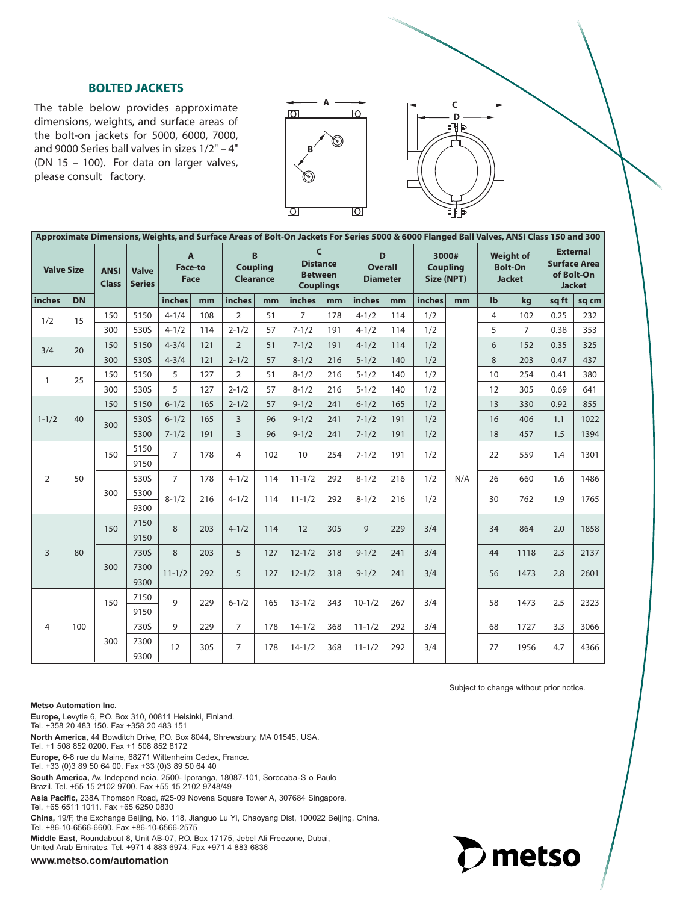## BOLTED JACKETS

The table below provides approximate dimensions, weights, and surface areas of the bolt-on jackets for 5000, 6000, 7000, and 9000 Series ball valves in sizes 1/2" – 4" (DN 15 – 100). For data on larger valves, please consult factory.

A

B

C

D

| Approximate Dimensions, Weights, and Surface Areas of Bolt-On Jackets For Series 5000 & 6000 Flanged Ball Valves, ANSI Class 150 and 300 | | | | | | | | | | | | | | | | | |
|---|---|---|---|---|---|---|---|---|---|---|---|---|---|---|---|---|---|
| Valve Size | | ANSI Class | Valve Series | A Face-to Face | | B Coupling Clearance | | C Distance Between Couplings | | D Overall Diameter | | 3000# Coupling Size (NPT) | | Weight of Bolt-On Jacket | | External Surface Area of Bolt-On Jacket | |
| inches | DN | | | inches | mm | inches | mm | inches | mm | inches | mm | inches | mm | lb | kg | sq ft | sq cm |
| 1/2 | 15 | 150 | 5150 | 4-1/4 | 108 | 2 | 51 | 7 | 178 | 4-1/2 | 114 | 1/2 | N/A | 4 | 102 | 0.25 | 232 |
| | | 300 | 530S | 4-1/2 | 114 | 2-1/2 | 57 | 7-1/2 | 191 | 4-1/2 | 114 | 1/2 | | 5 | 7 | 0.38 | 353 |
| 3/4 | 20 | 150 | 5150 | 4-3/4 | 121 | 2 | 51 | 7-1/2 | 191 | 4-1/2 | 114 | 1/2 | | 6 | 152 | 0.35 | 325 |
| | | 300 | 530S | 4-3/4 | 121 | 2-1/2 | 57 | 8-1/2 | 216 | 5-1/2 | 140 | 1/2 | | 8 | 203 | 0.47 | 437 |
| 1 | 25 | 150 | 5150 | 5 | 127 | 2 | 51 | 8-1/2 | 216 | 5-1/2 | 140 | 1/2 | | 10 | 254 | 0.41 | 380 |
| | | 300 | 530S | 5 | 127 | 2-1/2 | 57 | 8-1/2 | 216 | 5-1/2 | 140 | 1/2 | | 12 | 305 | 0.69 | 641 |
| 1-1/2 | 40 | 150 | 5150 | 6-1/2 | 165 | 2-1/2 | 57 | 9-1/2 | 241 | 6-1/2 | 165 | 1/2 | | 13 | 330 | 0.92 | 855 |
| | | 300 | 530S | 6-1/2 | 165 | 3 | 96 | 9-1/2 | 241 | 7-1/2 | 191 | 1/2 | | 16 | 406 | 1.1 | 1022 |
| | | | 5300 | 7-1/2 | 191 | 3 | 96 | 9-1/2 | 241 | 7-1/2 | 191 | 1/2 | | 18 | 457 | 1.5 | 1394 |
| 2 | 50 | 150 | 5150, 9150 | 7 | 178 | 4 | 102 | 10 | 254 | 7-1/2 | 191 | 1/2 | | 22 | 559 | 1.4 | 1301 |
| | | 300 | 530S | 7 | 178 | 4-1/2 | 114 | 11-1/2 | 292 | 8-1/2 | 216 | 1/2 | | 26 | 660 | 1.6 | 1486 |
| | | | 5300, 9300 | 8-1/2 | 216 | 4-1/2 | 114 | 11-1/2 | 292 | 8-1/2 | 216 | 1/2 | | 30 | 762 | 1.9 | 1765 |
| 3 | 80 | 150 | 7150, 9150 | 8 | 203 | 4-1/2 | 114 | 12 | 305 | 9 | 229 | 3/4 | | 34 | 864 | 2.0 | 1858 |
| | | 300 | 730S | 8 | 203 | 5 | 127 | 12-1/2 | 318 | 9-1/2 | 241 | 3/4 | | 44 | 1118 | 2.3 | 2137 |
| | | | 7300, 9300 | 11-1/2 | 292 | 5 | 127 | 12-1/2 | 318 | 9-1/2 | 241 | 3/4 | | 56 | 1473 | 2.8 | 2601 |
| 4 | 100 | 150 | 7150, 9150 | 9 | 229 | 6-1/2 | 165 | 13-1/2 | 343 | 10-1/2 | 267 | 3/4 | | 58 | 1473 | 2.5 | 2323 |
| | | 300 | 730S | 9 | 229 | 7 | 178 | 14-1/2 | 368 | 11-1/2 | 292 | 3/4 | | 68 | 1727 | 3.3 | 3066 |
| | | | 7300, 9300 | 12 | 305 | 7 | 178 | 14-1/2 | 368 | 11-1/2 | 292 | 3/4 | | 77 | 1956 | 4.7 | 4366 |

Subject to change without prior notice.

**Metso Automation Inc.**

**Europe,** Levytie 6, P.O. Box 310, 00811 Helsinki, Finland.
Tel. +358 20 483 150. Fax +358 20 483 151

**North America,** 44 Bowditch Drive, P.O. Box 8044, Shrewsbury, MA 01545, USA.
Tel. +1 508 852 0200. Fax +1 508 852 8172

**Europe,** 6-8 rue du Maine, 68271 Wittenheim Cedex, France.
Tel. +33 (0)3 89 50 64 00. Fax +33 (0)3 89 50 64 40

**South America,** Av. Independ ncia, 2500- Iporanga, 18087-101, Sorocaba-S o Paulo
Brazil. Tel. +55 15 2102 9700. Fax +55 15 2102 9748/49

**Asia Pacific,** 238A Thomson Road, #25-09 Novena Square Tower A, 307684 Singapore.
Tel. +65 6511 1011. Fax +65 6250 0830

**China,** 19/F, the Exchange Beijing, No. 118, Jianguo Lu Yi, Chaoyang Dist, 100022 Beijing, China.
Tel. +86-10-6566-6600. Fax +86-10-6566-2575

**Middle East,** Roundabout 8, Unit AB-07, P.O. Box 17175, Jebel Ali Freezone, Dubai,
United Arab Emirates. Tel. +971 4 883 6974. Fax +971 4 883 6836

**www.metso.com/automation**

metso